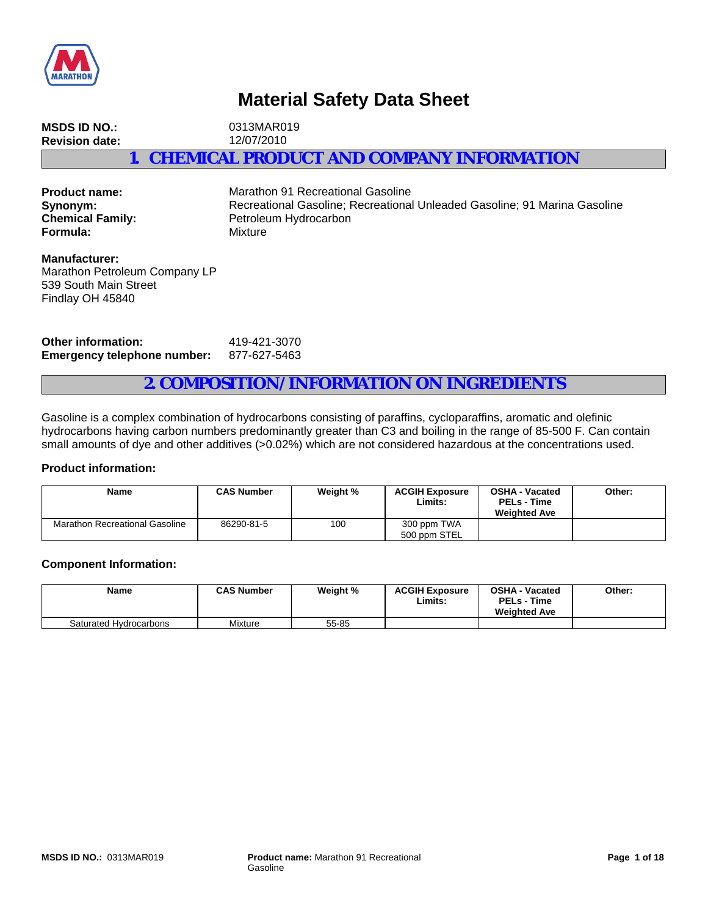# Material Safety Data Sheet

**MSDS ID NO.:** 0313MAR019
**Revision date:** 12/07/2010

## 1. CHEMICAL PRODUCT AND COMPANY INFORMATION

**Product name:** Marathon 91 Recreational Gasoline
**Synonym:** Recreational Gasoline; Recreational Unleaded Gasoline; 91 Marina Gasoline
**Chemical Family:** Petroleum Hydrocarbon
**Formula:** Mixture

**Manufacturer:**
Marathon Petroleum Company LP
539 South Main Street
Findlay OH 45840

**Other information:** 419-421-3070
**Emergency telephone number:** 877-627-5463

## 2. COMPOSITION/INFORMATION ON INGREDIENTS

Gasoline is a complex combination of hydrocarbons consisting of paraffins, cycloparaffins, aromatic and olefinic hydrocarbons having carbon numbers predominantly greater than C3 and boiling in the range of 85-500 F. Can contain small amounts of dye and other additives (>0.02%) which are not considered hazardous at the concentrations used.

### Product information:

| Name | CAS Number | Weight % | ACGIH Exposure Limits: | OSHA - Vacated PELs - Time Weighted Ave | Other: |
|---|---|---|---|---|---|
| Marathon Recreational Gasoline | 86290-81-5 | 100 | 300 ppm TWA 500 ppm STEL | | |

### Component Information:

| Name | CAS Number | Weight % | ACGIH Exposure Limits: | OSHA - Vacated PELs - Time Weighted Ave | Other: |
|---|---|---|---|---|---|
| Saturated Hydrocarbons | Mixture | 55-85 | | | |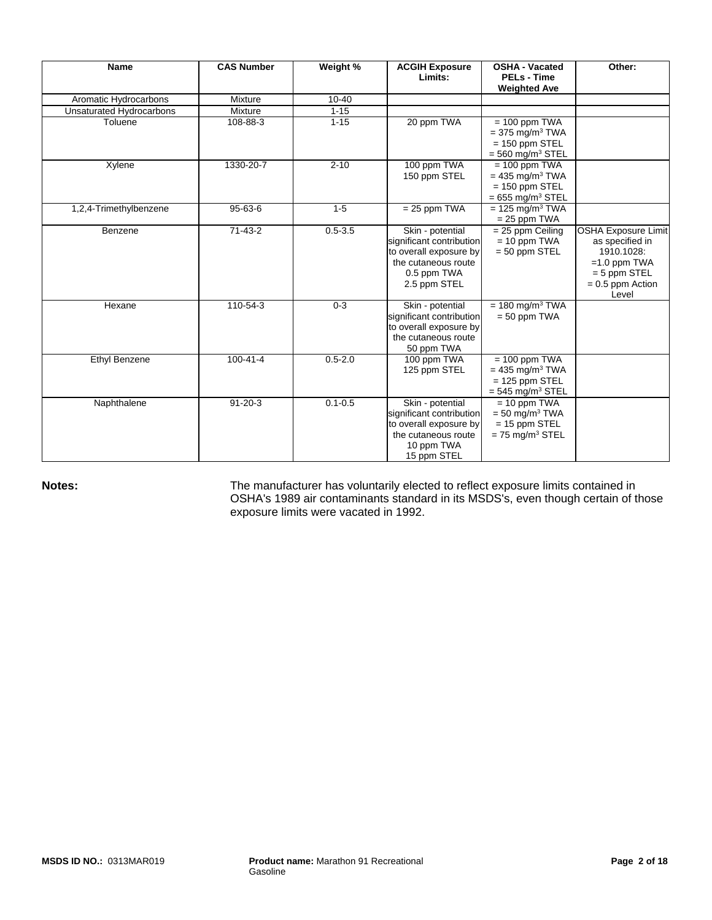| Name | CAS Number | Weight % | ACGIH Exposure Limits: | OSHA - Vacated PELs - Time Weighted Ave | Other: |
|---|---|---|---|---|---|
| Aromatic Hydrocarbons | Mixture | 10-40 | | | |
| Unsaturated Hydrocarbons | Mixture | 1-15 | | | |
| Toluene | 108-88-3 | 1-15 | 20 ppm TWA | = 100 ppm TWA<br>= 375 mg/m$^3$ TWA<br>= 150 ppm STEL<br>= 560 mg/m$^3$ STEL | |
| Xylene | 1330-20-7 | 2-10 | 100 ppm TWA<br>150 ppm STEL | = 100 ppm TWA<br>= 435 mg/m$^3$ TWA<br>= 150 ppm STEL<br>= 655 mg/m$^3$ STEL | |
| 1,2,4-Trimethylbenzene | 95-63-6 | 1-5 | = 25 ppm TWA | = 125 mg/m$^3$ TWA<br>= 25 ppm TWA | |
| Benzene | 71-43-2 | 0.5-3.5 | Skin - potential significant contribution to overall exposure by the cutaneous route<br>0.5 ppm TWA<br>2.5 ppm STEL | = 25 ppm Ceiling<br>= 10 ppm TWA<br>= 50 ppm STEL | OSHA Exposure Limit as specified in 1910.1028:<br>=1.0 ppm TWA<br>= 5 ppm STEL<br>= 0.5 ppm Action Level |
| Hexane | 110-54-3 | 0-3 | Skin - potential significant contribution to overall exposure by the cutaneous route<br>50 ppm TWA | = 180 mg/m$^3$ TWA<br>= 50 ppm TWA | |
| Ethyl Benzene | 100-41-4 | 0.5-2.0 | 100 ppm TWA<br>125 ppm STEL | = 100 ppm TWA<br>= 435 mg/m$^3$ TWA<br>= 125 ppm STEL<br>= 545 mg/m$^3$ STEL | |
| Naphthalene | 91-20-3 | 0.1-0.5 | Skin - potential significant contribution to overall exposure by the cutaneous route<br>10 ppm TWA<br>15 ppm STEL | = 10 ppm TWA<br>= 50 mg/m$^3$ TWA<br>= 15 ppm STEL<br>= 75 mg/m$^3$ STEL | |

**Notes:** The manufacturer has voluntarily elected to reflect exposure limits contained in OSHA's 1989 air contaminants standard in its MSDS's, even though certain of those exposure limits were vacated in 1992.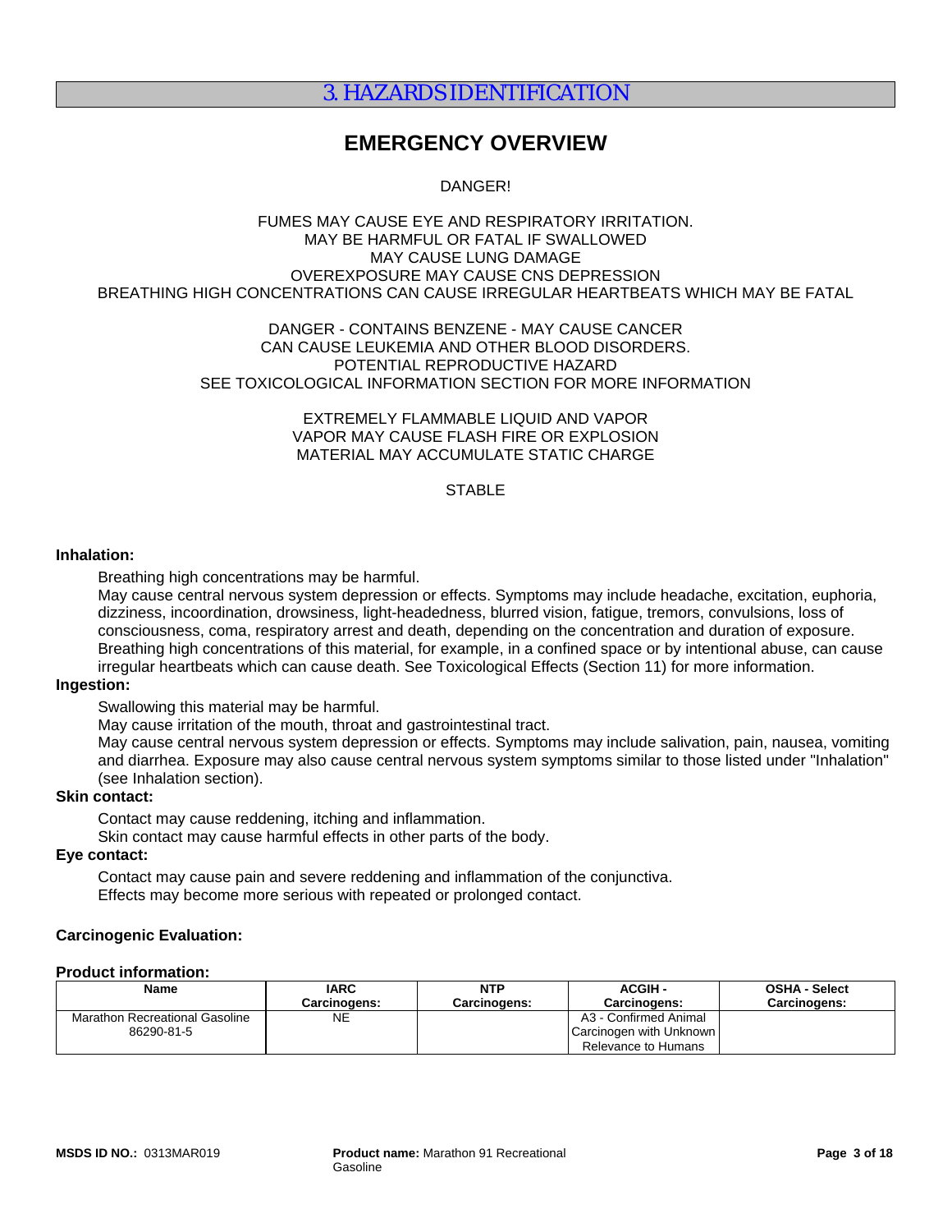# 3. HAZARDS IDENTIFICATION

## EMERGENCY OVERVIEW

DANGER!

FUMES MAY CAUSE EYE AND RESPIRATORY IRRITATION.
MAY BE HARMFUL OR FATAL IF SWALLOWED
MAY CAUSE LUNG DAMAGE
OVEREXPOSURE MAY CAUSE CNS DEPRESSION
BREATHING HIGH CONCENTRATIONS CAN CAUSE IRREGULAR HEARTBEATS WHICH MAY BE FATAL

DANGER - CONTAINS BENZENE - MAY CAUSE CANCER
CAN CAUSE LEUKEMIA AND OTHER BLOOD DISORDERS.
POTENTIAL REPRODUCTIVE HAZARD
SEE TOXICOLOGICAL INFORMATION SECTION FOR MORE INFORMATION

EXTREMELY FLAMMABLE LIQUID AND VAPOR
VAPOR MAY CAUSE FLASH FIRE OR EXPLOSION
MATERIAL MAY ACCUMULATE STATIC CHARGE

STABLE

**Inhalation:**

Breathing high concentrations may be harmful.
May cause central nervous system depression or effects. Symptoms may include headache, excitation, euphoria, dizziness, incoordination, drowsiness, light-headedness, blurred vision, fatigue, tremors, convulsions, loss of consciousness, coma, respiratory arrest and death, depending on the concentration and duration of exposure.
Breathing high concentrations of this material, for example, in a confined space or by intentional abuse, can cause irregular heartbeats which can cause death. See Toxicological Effects (Section 11) for more information.

**Ingestion:**

Swallowing this material may be harmful.
May cause irritation of the mouth, throat and gastrointestinal tract.
May cause central nervous system depression or effects. Symptoms may include salivation, pain, nausea, vomiting and diarrhea. Exposure may also cause central nervous system symptoms similar to those listed under "Inhalation" (see Inhalation section).

**Skin contact:**

Contact may cause reddening, itching and inflammation.
Skin contact may cause harmful effects in other parts of the body.

**Eye contact:**

Contact may cause pain and severe reddening and inflammation of the conjunctiva.
Effects may become more serious with repeated or prolonged contact.

**Carcinogenic Evaluation:**

**Product information:**

| Name | IARC Carcinogens: | NTP Carcinogens: | ACGIH - Carcinogens: | OSHA - Select Carcinogens: |
|---|---|---|---|---|
| Marathon Recreational Gasoline 86290-81-5 | NE | | A3 - Confirmed Animal Carcinogen with Unknown Relevance to Humans | |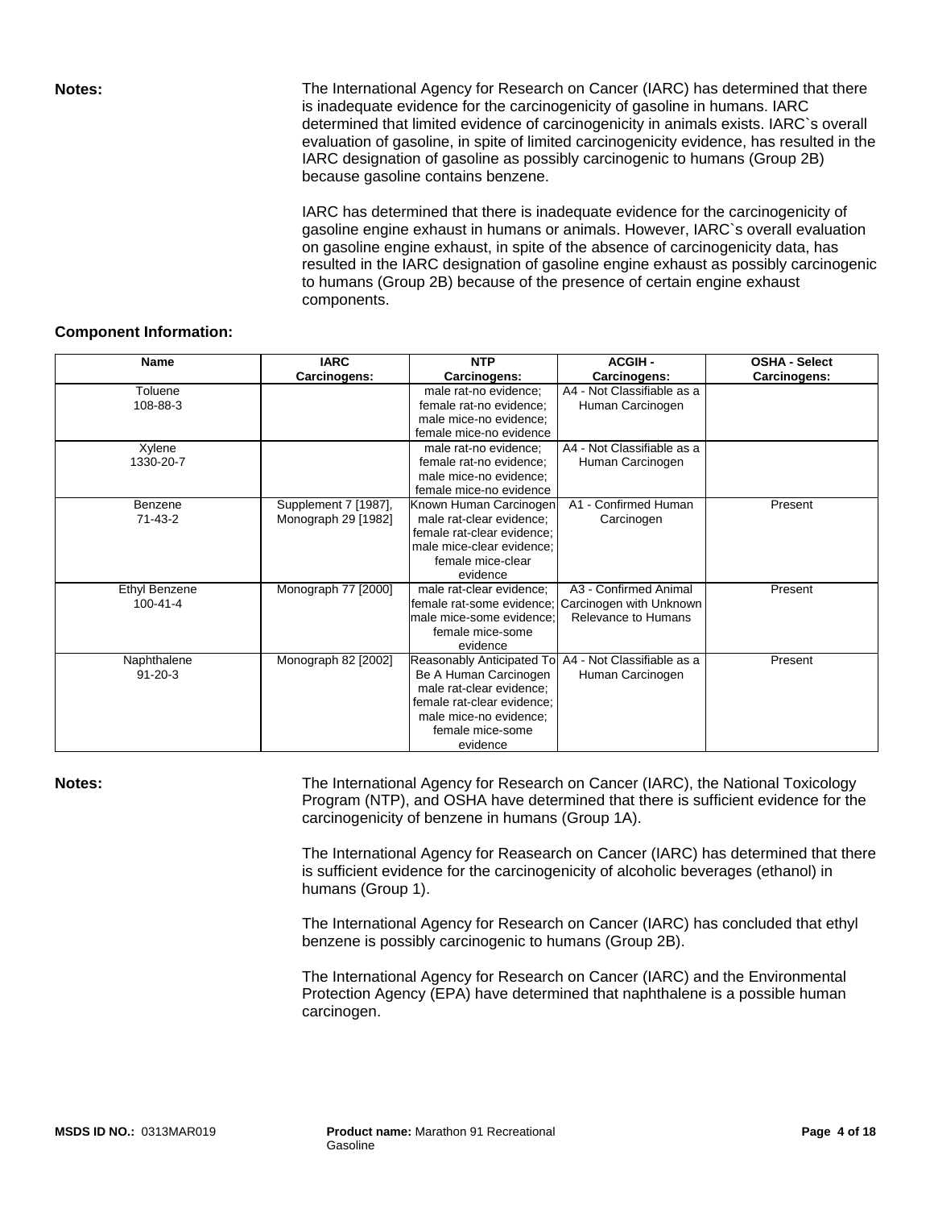**Notes:** The International Agency for Research on Cancer (IARC) has determined that there is inadequate evidence for the carcinogenicity of gasoline in humans. IARC determined that limited evidence of carcinogenicity in animals exists. IARC`s overall evaluation of gasoline, in spite of limited carcinogenicity evidence, has resulted in the IARC designation of gasoline as possibly carcinogenic to humans (Group 2B) because gasoline contains benzene.

IARC has determined that there is inadequate evidence for the carcinogenicity of gasoline engine exhaust in humans or animals. However, IARC`s overall evaluation on gasoline engine exhaust, in spite of the absence of carcinogenicity data, has resulted in the IARC designation of gasoline engine exhaust as possibly carcinogenic to humans (Group 2B) because of the presence of certain engine exhaust components.

**Component Information:**

| Name | IARC Carcinogens: | NTP Carcinogens: | ACGIH - Carcinogens: | OSHA - Select Carcinogens: |
|---|---|---|---|---|
| Toluene 108-88-3 | | male rat-no evidence; female rat-no evidence; male mice-no evidence; female mice-no evidence | A4 - Not Classifiable as a Human Carcinogen | |
| Xylene 1330-20-7 | | male rat-no evidence; female rat-no evidence; male mice-no evidence; female mice-no evidence | A4 - Not Classifiable as a Human Carcinogen | |
| Benzene 71-43-2 | Supplement 7 [1987], Monograph 29 [1982] | Known Human Carcinogen male rat-clear evidence; female rat-clear evidence; male mice-clear evidence; female mice-clear evidence | A1 - Confirmed Human Carcinogen | Present |
| Ethyl Benzene 100-41-4 | Monograph 77 [2000] | male rat-clear evidence; female rat-some evidence; male mice-some evidence; female mice-some evidence | A3 - Confirmed Animal Carcinogen with Unknown Relevance to Humans | Present |
| Naphthalene 91-20-3 | Monograph 82 [2002] | Reasonably Anticipated To Be A Human Carcinogen male rat-clear evidence; female rat-clear evidence; male mice-no evidence; female mice-some evidence | A4 - Not Classifiable as a Human Carcinogen | Present |

**Notes:** The International Agency for Research on Cancer (IARC), the National Toxicology Program (NTP), and OSHA have determined that there is sufficient evidence for the carcinogenicity of benzene in humans (Group 1A).

The International Agency for Reasearch on Cancer (IARC) has determined that there is sufficient evidence for the carcinogenicity of alcoholic beverages (ethanol) in humans (Group 1).

The International Agency for Research on Cancer (IARC) has concluded that ethyl benzene is possibly carcinogenic to humans (Group 2B).

The International Agency for Research on Cancer (IARC) and the Environmental Protection Agency (EPA) have determined that naphthalene is a possible human carcinogen.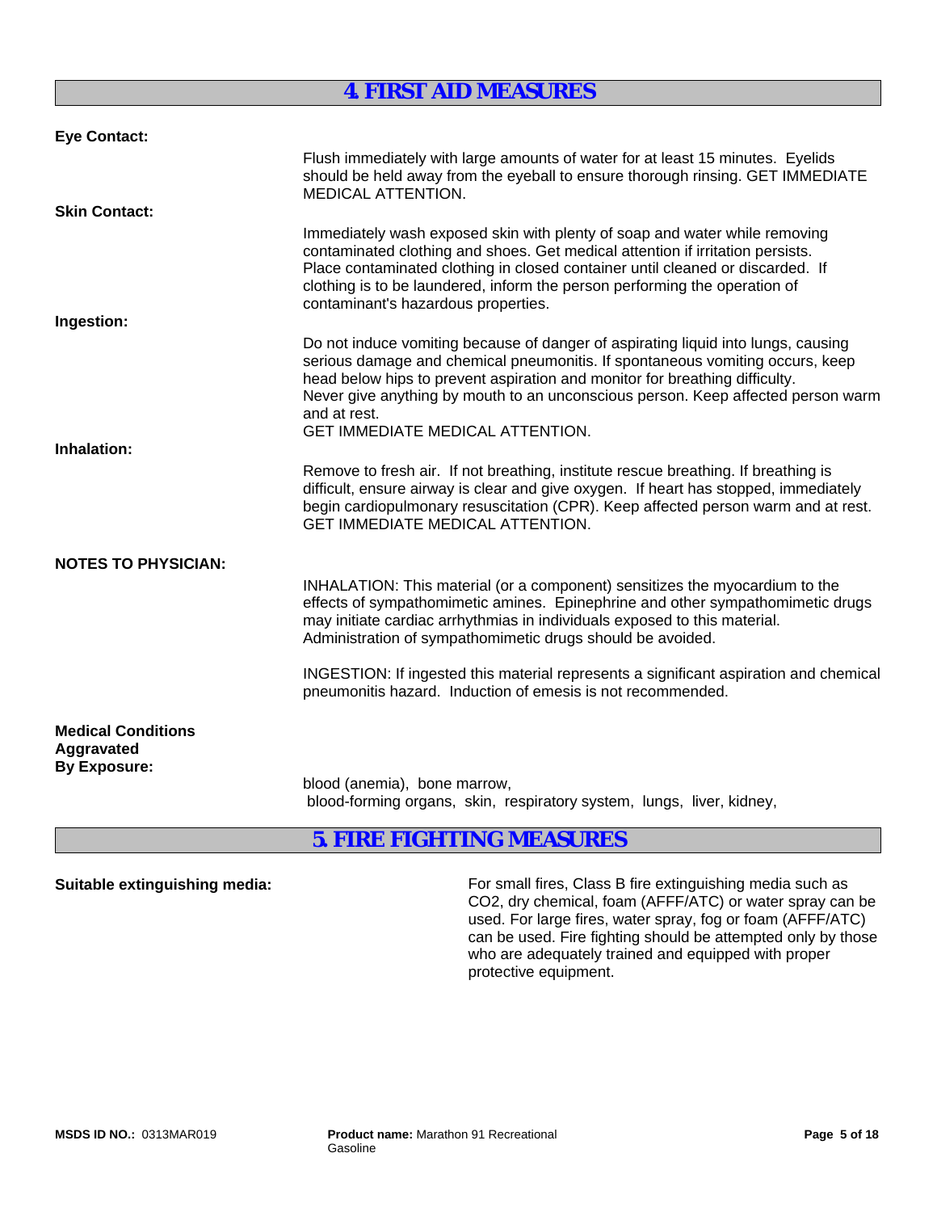## 4. FIRST AID MEASURES

**Eye Contact:**

Flush immediately with large amounts of water for at least 15 minutes. Eyelids should be held away from the eyeball to ensure thorough rinsing. GET IMMEDIATE MEDICAL ATTENTION.

**Skin Contact:**

Immediately wash exposed skin with plenty of soap and water while removing contaminated clothing and shoes. Get medical attention if irritation persists. Place contaminated clothing in closed container until cleaned or discarded. If clothing is to be laundered, inform the person performing the operation of contaminant's hazardous properties.

**Ingestion:**

Do not induce vomiting because of danger of aspirating liquid into lungs, causing serious damage and chemical pneumonitis. If spontaneous vomiting occurs, keep head below hips to prevent aspiration and monitor for breathing difficulty. Never give anything by mouth to an unconscious person. Keep affected person warm and at rest.
GET IMMEDIATE MEDICAL ATTENTION.

**Inhalation:**

Remove to fresh air. If not breathing, institute rescue breathing. If breathing is difficult, ensure airway is clear and give oxygen. If heart has stopped, immediately begin cardiopulmonary resuscitation (CPR). Keep affected person warm and at rest. GET IMMEDIATE MEDICAL ATTENTION.

**NOTES TO PHYSICIAN:**

INHALATION: This material (or a component) sensitizes the myocardium to the effects of sympathomimetic amines. Epinephrine and other sympathomimetic drugs may initiate cardiac arrhythmias in individuals exposed to this material. Administration of sympathomimetic drugs should be avoided.

INGESTION: If ingested this material represents a significant aspiration and chemical pneumonitis hazard. Induction of emesis is not recommended.

**Medical Conditions Aggravated By Exposure:**

blood (anemia), bone marrow,
blood-forming organs, skin, respiratory system, lungs, liver, kidney,

## 5. FIRE FIGHTING MEASURES

**Suitable extinguishing media:**

For small fires, Class B fire extinguishing media such as $CO_2$, dry chemical, foam (AFFF/ATC) or water spray can be used. For large fires, water spray, fog or foam (AFFF/ATC) can be used. Fire fighting should be attempted only by those who are adequately trained and equipped with proper protective equipment.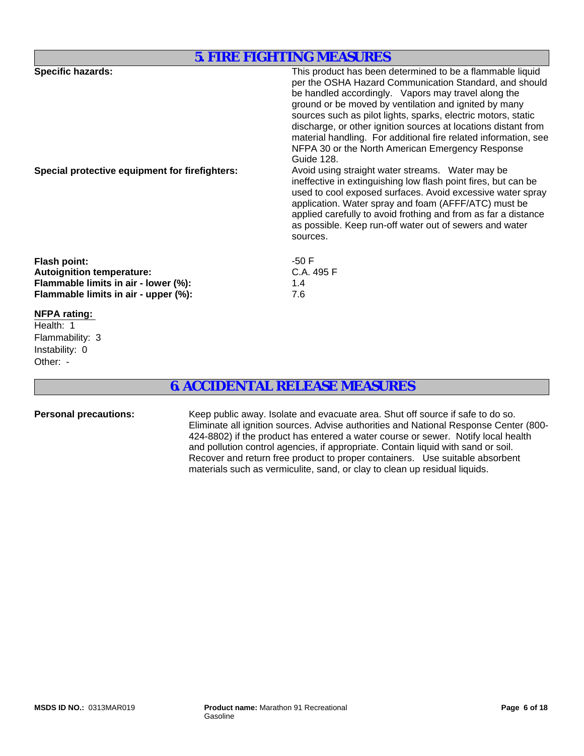## 5. FIRE FIGHTING MEASURES

**Specific hazards:** This product has been determined to be a flammable liquid per the OSHA Hazard Communication Standard, and should be handled accordingly. Vapors may travel along the ground or be moved by ventilation and ignited by many sources such as pilot lights, sparks, electric motors, static discharge, or other ignition sources at locations distant from material handling. For additional fire related information, see NFPA 30 or the North American Emergency Response Guide 128.

**Special protective equipment for firefighters:** Avoid using straight water streams. Water may be ineffective in extinguishing low flash point fires, but can be used to cool exposed surfaces. Avoid excessive water spray application. Water spray and foam (AFFF/ATC) must be applied carefully to avoid frothing and from as far a distance as possible. Keep run-off water out of sewers and water sources.

**Flash point:** -50 F
**Autoignition temperature:** C.A. 495 F
**Flammable limits in air - lower (%):** 1.4
**Flammable limits in air - upper (%):** 7.6

**NFPA rating:**

Health: 1
Flammability: 3
Instability: 0
Other: -

## 6. ACCIDENTAL RELEASE MEASURES

**Personal precautions:** Keep public away. Isolate and evacuate area. Shut off source if safe to do so. Eliminate all ignition sources. Advise authorities and National Response Center (800-424-8802) if the product has entered a water course or sewer. Notify local health and pollution control agencies, if appropriate. Contain liquid with sand or soil. Recover and return free product to proper containers. Use suitable absorbent materials such as vermiculite, sand, or clay to clean up residual liquids.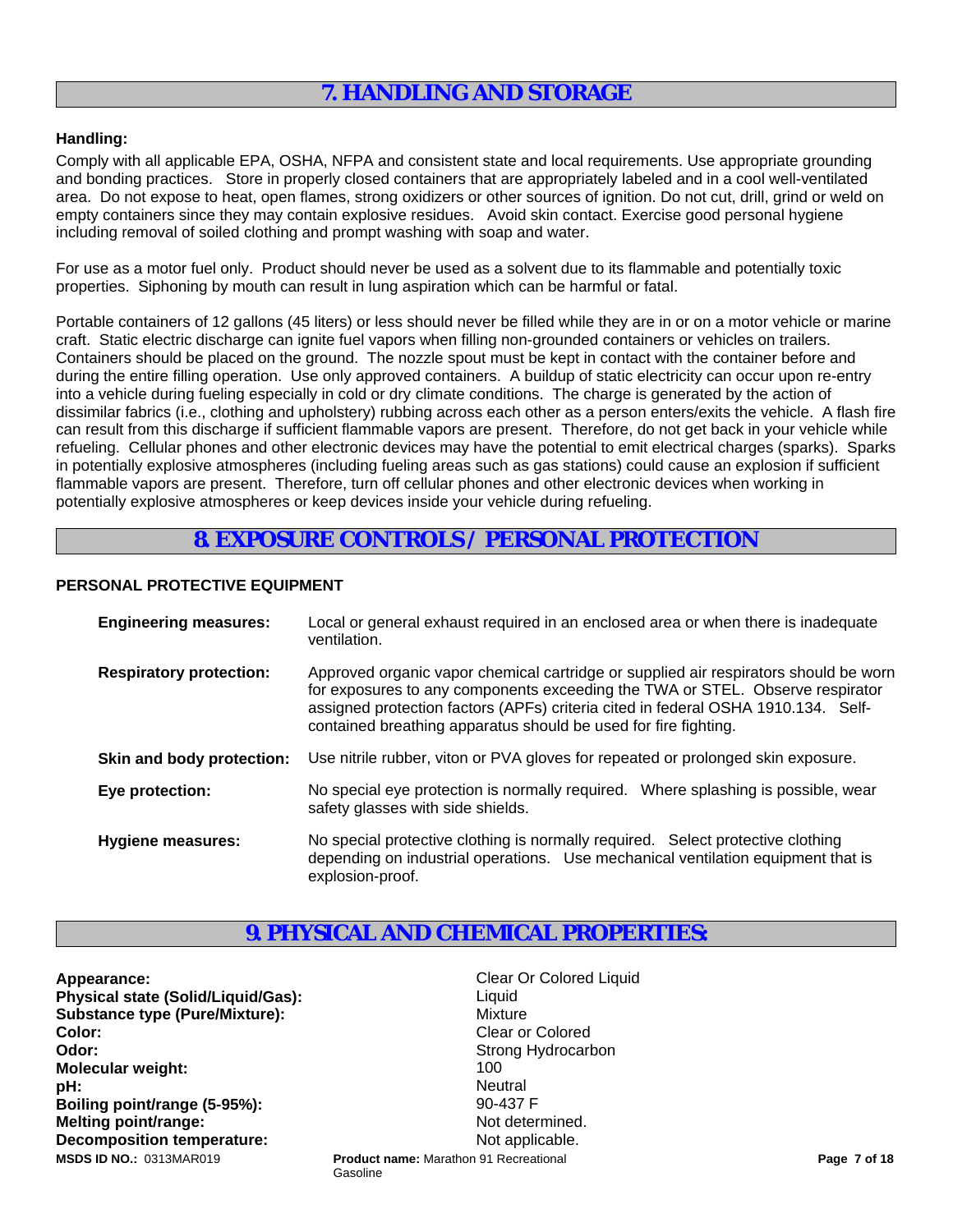## 7. HANDLING AND STORAGE

**Handling:**

Comply with all applicable EPA, OSHA, NFPA and consistent state and local requirements. Use appropriate grounding and bonding practices. Store in properly closed containers that are appropriately labeled and in a cool well-ventilated area. Do not expose to heat, open flames, strong oxidizers or other sources of ignition. Do not cut, drill, grind or weld on empty containers since they may contain explosive residues. Avoid skin contact. Exercise good personal hygiene including removal of soiled clothing and prompt washing with soap and water.

For use as a motor fuel only. Product should never be used as a solvent due to its flammable and potentially toxic properties. Siphoning by mouth can result in lung aspiration which can be harmful or fatal.

Portable containers of 12 gallons (45 liters) or less should never be filled while they are in or on a motor vehicle or marine craft. Static electric discharge can ignite fuel vapors when filling non-grounded containers or vehicles on trailers. Containers should be placed on the ground. The nozzle spout must be kept in contact with the container before and during the entire filling operation. Use only approved containers. A buildup of static electricity can occur upon re-entry into a vehicle during fueling especially in cold or dry climate conditions. The charge is generated by the action of dissimilar fabrics (i.e., clothing and upholstery) rubbing across each other as a person enters/exits the vehicle. A flash fire can result from this discharge if sufficient flammable vapors are present. Therefore, do not get back in your vehicle while refueling. Cellular phones and other electronic devices may have the potential to emit electrical charges (sparks). Sparks in potentially explosive atmospheres (including fueling areas such as gas stations) could cause an explosion if sufficient flammable vapors are present. Therefore, turn off cellular phones and other electronic devices when working in potentially explosive atmospheres or keep devices inside your vehicle during refueling.

## 8. EXPOSURE CONTROLS / PERSONAL PROTECTION

**PERSONAL PROTECTIVE EQUIPMENT**

| | |
|---|---|
| **Engineering measures:** | Local or general exhaust required in an enclosed area or when there is inadequate ventilation. |
| **Respiratory protection:** | Approved organic vapor chemical cartridge or supplied air respirators should be worn for exposures to any components exceeding the TWA or STEL. Observe respirator assigned protection factors (APFs) criteria cited in federal OSHA 1910.134. Self-contained breathing apparatus should be used for fire fighting. |
| **Skin and body protection:** | Use nitrile rubber, viton or PVA gloves for repeated or prolonged skin exposure. |
| **Eye protection:** | No special eye protection is normally required. Where splashing is possible, wear safety glasses with side shields. |
| **Hygiene measures:** | No special protective clothing is normally required. Select protective clothing depending on industrial operations. Use mechanical ventilation equipment that is explosion-proof. |

## 9. PHYSICAL AND CHEMICAL PROPERTIES:

| | |
|---|---|
| **Appearance:** | Clear Or Colored Liquid |
| **Physical state (Solid/Liquid/Gas):** | Liquid |
| **Substance type (Pure/Mixture):** | Mixture |
| **Color:** | Clear or Colored |
| **Odor:** | Strong Hydrocarbon |
| **Molecular weight:** | 100 |
| **pH:** | Neutral |
| **Boiling point/range (5-95%):** | 90-437 F |
| **Melting point/range:** | Not determined. |
| **Decomposition temperature:** | Not applicable. |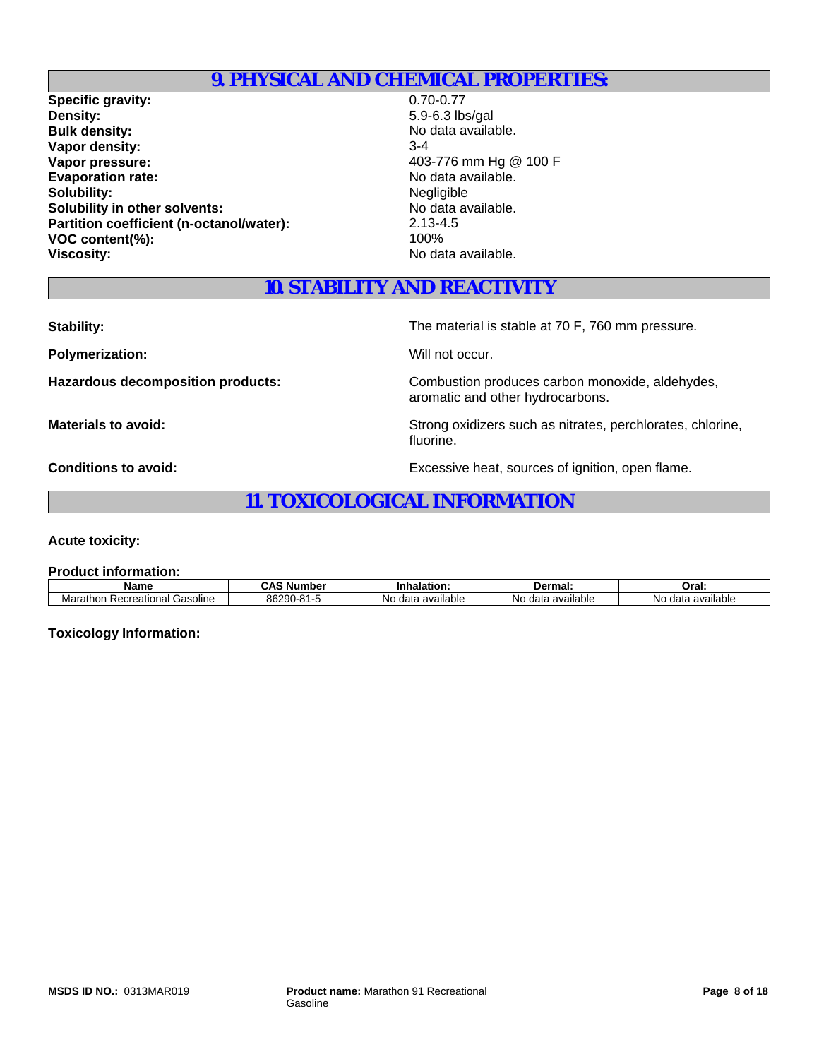## 9. PHYSICAL AND CHEMICAL PROPERTIES:

**Specific gravity:** 0.70-0.77
**Density:** 5.9-6.3 lbs/gal
**Bulk density:** No data available.
**Vapor density:** 3-4
**Vapor pressure:** 403-776 mm Hg @ 100 F
**Evaporation rate:** No data available.
**Solubility:** Negligible
**Solubility in other solvents:** No data available.
**Partition coefficient (n-octanol/water):** 2.13-4.5
**VOC content(%):** 100%
**Viscosity:** No data available.

## 10. STABILITY AND REACTIVITY

**Stability:** The material is stable at 70 F, 760 mm pressure.

**Polymerization:** Will not occur.

**Hazardous decomposition products:** Combustion produces carbon monoxide, aldehydes, aromatic and other hydrocarbons.

**Materials to avoid:** Strong oxidizers such as nitrates, perchlorates, chlorine, fluorine.

**Conditions to avoid:** Excessive heat, sources of ignition, open flame.

## 11. TOXICOLOGICAL INFORMATION

**Acute toxicity:**

**Product information:**

| Name | CAS Number | Inhalation: | Dermal: | Oral: |
|---|---|---|---|---|
| Marathon Recreational Gasoline | 86290-81-5 | No data available | No data available | No data available |

**Toxicology Information:**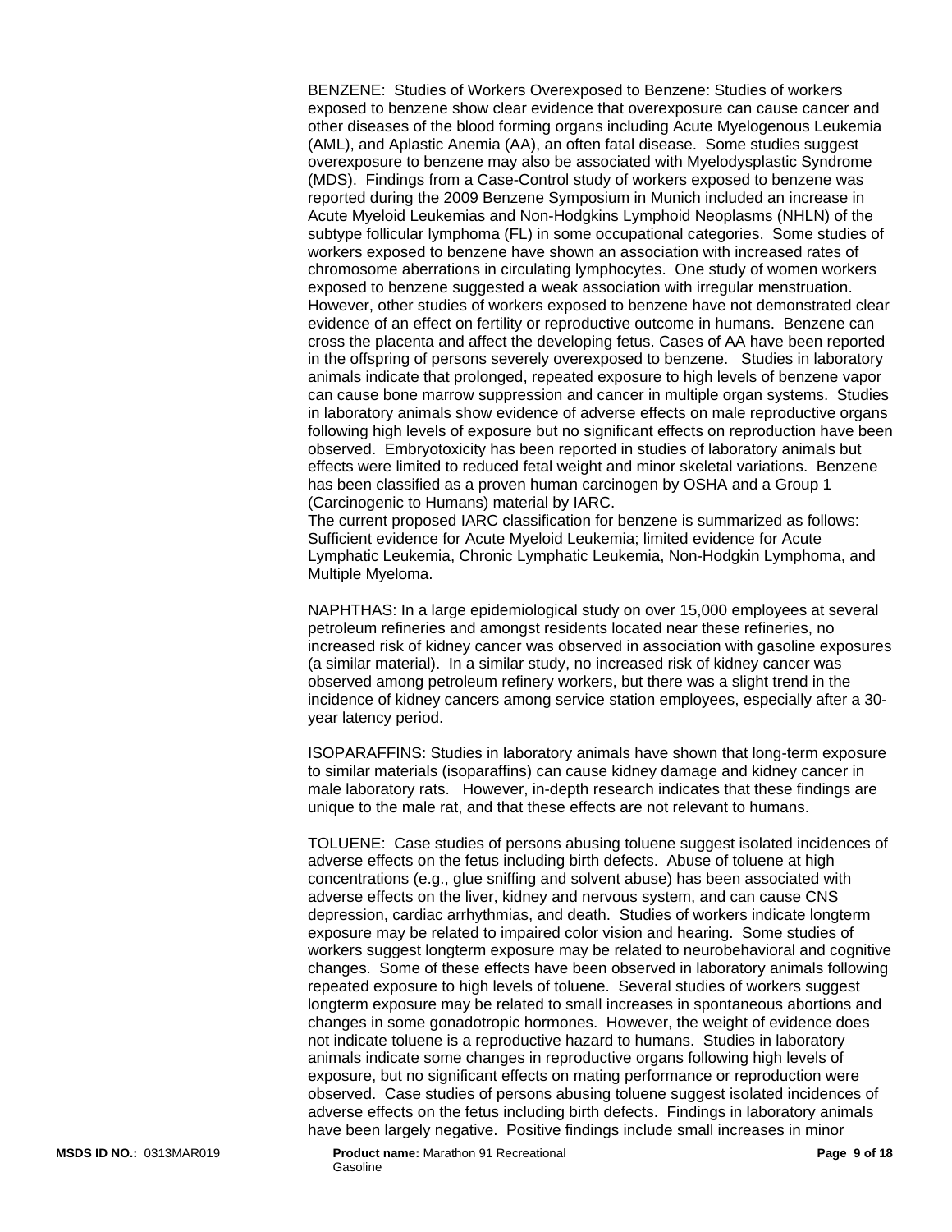BENZENE: Studies of Workers Overexposed to Benzene: Studies of workers exposed to benzene show clear evidence that overexposure can cause cancer and other diseases of the blood forming organs including Acute Myelogenous Leukemia (AML), and Aplastic Anemia (AA), an often fatal disease. Some studies suggest overexposure to benzene may also be associated with Myelodysplastic Syndrome (MDS). Findings from a Case-Control study of workers exposed to benzene was reported during the 2009 Benzene Symposium in Munich included an increase in Acute Myeloid Leukemias and Non-Hodgkins Lymphoid Neoplasms (NHLN) of the subtype follicular lymphoma (FL) in some occupational categories. Some studies of workers exposed to benzene have shown an association with increased rates of chromosome aberrations in circulating lymphocytes. One study of women workers exposed to benzene suggested a weak association with irregular menstruation. However, other studies of workers exposed to benzene have not demonstrated clear evidence of an effect on fertility or reproductive outcome in humans. Benzene can cross the placenta and affect the developing fetus. Cases of AA have been reported in the offspring of persons severely overexposed to benzene. Studies in laboratory animals indicate that prolonged, repeated exposure to high levels of benzene vapor can cause bone marrow suppression and cancer in multiple organ systems. Studies in laboratory animals show evidence of adverse effects on male reproductive organs following high levels of exposure but no significant effects on reproduction have been observed. Embryotoxicity has been reported in studies of laboratory animals but effects were limited to reduced fetal weight and minor skeletal variations. Benzene has been classified as a proven human carcinogen by OSHA and a Group 1 (Carcinogenic to Humans) material by IARC.
The current proposed IARC classification for benzene is summarized as follows: Sufficient evidence for Acute Myeloid Leukemia; limited evidence for Acute Lymphatic Leukemia, Chronic Lymphatic Leukemia, Non-Hodgkin Lymphoma, and Multiple Myeloma.

NAPHTHAS: In a large epidemiological study on over 15,000 employees at several petroleum refineries and amongst residents located near these refineries, no increased risk of kidney cancer was observed in association with gasoline exposures (a similar material). In a similar study, no increased risk of kidney cancer was observed among petroleum refinery workers, but there was a slight trend in the incidence of kidney cancers among service station employees, especially after a 30-year latency period.

ISOPARAFFINS: Studies in laboratory animals have shown that long-term exposure to similar materials (isoparaffins) can cause kidney damage and kidney cancer in male laboratory rats. However, in-depth research indicates that these findings are unique to the male rat, and that these effects are not relevant to humans.

TOLUENE: Case studies of persons abusing toluene suggest isolated incidences of adverse effects on the fetus including birth defects. Abuse of toluene at high concentrations (e.g., glue sniffing and solvent abuse) has been associated with adverse effects on the liver, kidney and nervous system, and can cause CNS depression, cardiac arrhythmias, and death. Studies of workers indicate longterm exposure may be related to impaired color vision and hearing. Some studies of workers suggest longterm exposure may be related to neurobehavioral and cognitive changes. Some of these effects have been observed in laboratory animals following repeated exposure to high levels of toluene. Several studies of workers suggest longterm exposure may be related to small increases in spontaneous abortions and changes in some gonadotropic hormones. However, the weight of evidence does not indicate toluene is a reproductive hazard to humans. Studies in laboratory animals indicate some changes in reproductive organs following high levels of exposure, but no significant effects on mating performance or reproduction were observed. Case studies of persons abusing toluene suggest isolated incidences of adverse effects on the fetus including birth defects. Findings in laboratory animals have been largely negative. Positive findings include small increases in minor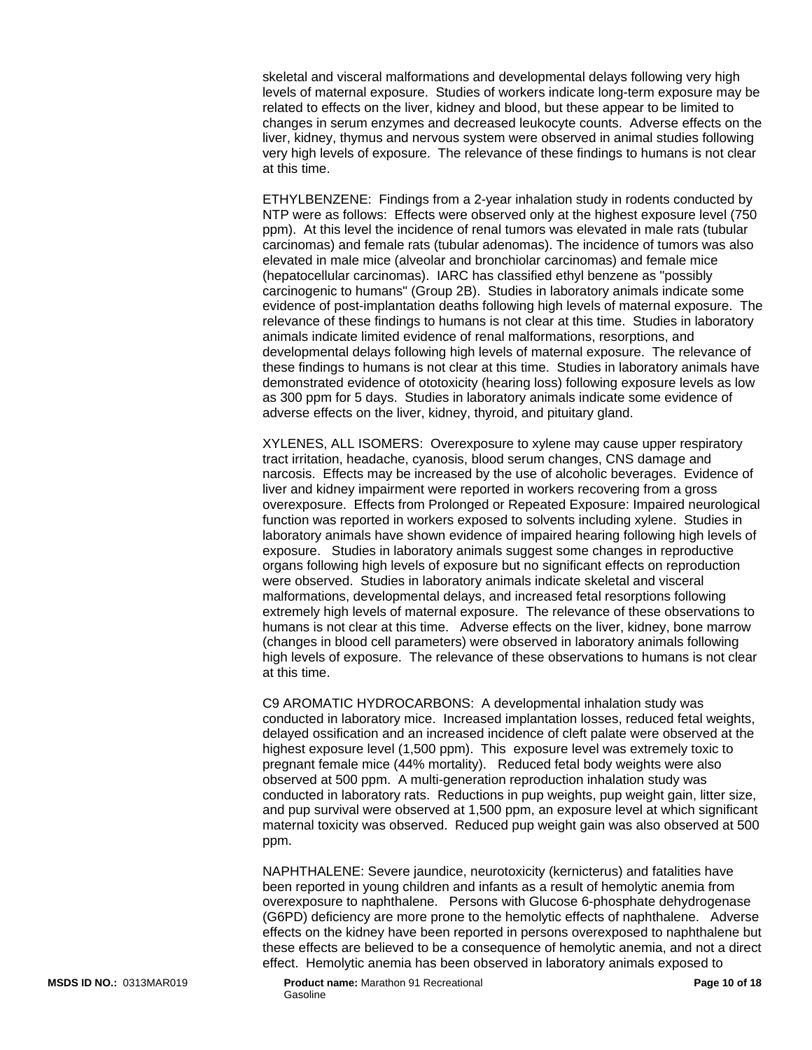skeletal and visceral malformations and developmental delays following very high levels of maternal exposure. Studies of workers indicate long-term exposure may be related to effects on the liver, kidney and blood, but these appear to be limited to changes in serum enzymes and decreased leukocyte counts. Adverse effects on the liver, kidney, thymus and nervous system were observed in animal studies following very high levels of exposure. The relevance of these findings to humans is not clear at this time.

ETHYLBENZENE: Findings from a 2-year inhalation study in rodents conducted by NTP were as follows: Effects were observed only at the highest exposure level (750 ppm). At this level the incidence of renal tumors was elevated in male rats (tubular carcinomas) and female rats (tubular adenomas). The incidence of tumors was also elevated in male mice (alveolar and bronchiolar carcinomas) and female mice (hepatocellular carcinomas). IARC has classified ethyl benzene as "possibly carcinogenic to humans" (Group 2B). Studies in laboratory animals indicate some evidence of post-implantation deaths following high levels of maternal exposure. The relevance of these findings to humans is not clear at this time. Studies in laboratory animals indicate limited evidence of renal malformations, resorptions, and developmental delays following high levels of maternal exposure. The relevance of these findings to humans is not clear at this time. Studies in laboratory animals have demonstrated evidence of ototoxicity (hearing loss) following exposure levels as low as 300 ppm for 5 days. Studies in laboratory animals indicate some evidence of adverse effects on the liver, kidney, thyroid, and pituitary gland.

XYLENES, ALL ISOMERS: Overexposure to xylene may cause upper respiratory tract irritation, headache, cyanosis, blood serum changes, CNS damage and narcosis. Effects may be increased by the use of alcoholic beverages. Evidence of liver and kidney impairment were reported in workers recovering from a gross overexposure. Effects from Prolonged or Repeated Exposure: Impaired neurological function was reported in workers exposed to solvents including xylene. Studies in laboratory animals have shown evidence of impaired hearing following high levels of exposure. Studies in laboratory animals suggest some changes in reproductive organs following high levels of exposure but no significant effects on reproduction were observed. Studies in laboratory animals indicate skeletal and visceral malformations, developmental delays, and increased fetal resorptions following extremely high levels of maternal exposure. The relevance of these observations to humans is not clear at this time. Adverse effects on the liver, kidney, bone marrow (changes in blood cell parameters) were observed in laboratory animals following high levels of exposure. The relevance of these observations to humans is not clear at this time.

C9 AROMATIC HYDROCARBONS: A developmental inhalation study was conducted in laboratory mice. Increased implantation losses, reduced fetal weights, delayed ossification and an increased incidence of cleft palate were observed at the highest exposure level (1,500 ppm). This exposure level was extremely toxic to pregnant female mice (44% mortality). Reduced fetal body weights were also observed at 500 ppm. A multi-generation reproduction inhalation study was conducted in laboratory rats. Reductions in pup weights, pup weight gain, litter size, and pup survival were observed at 1,500 ppm, an exposure level at which significant maternal toxicity was observed. Reduced pup weight gain was also observed at 500 ppm.

NAPHTHALENE: Severe jaundice, neurotoxicity (kernicterus) and fatalities have been reported in young children and infants as a result of hemolytic anemia from overexposure to naphthalene. Persons with Glucose 6-phosphate dehydrogenase (G6PD) deficiency are more prone to the hemolytic effects of naphthalene. Adverse effects on the kidney have been reported in persons overexposed to naphthalene but these effects are believed to be a consequence of hemolytic anemia, and not a direct effect. Hemolytic anemia has been observed in laboratory animals exposed to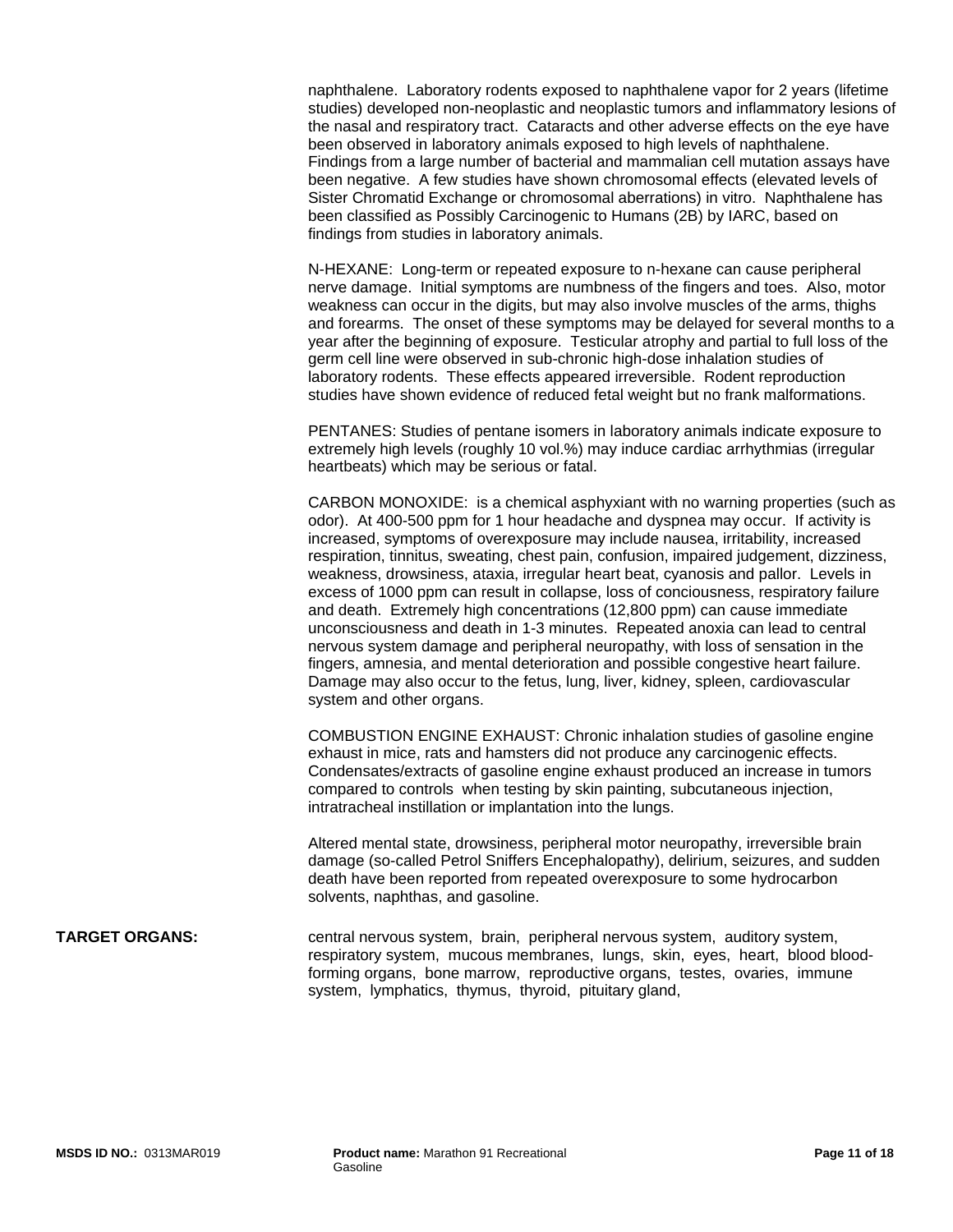naphthalene. Laboratory rodents exposed to naphthalene vapor for 2 years (lifetime studies) developed non-neoplastic and neoplastic tumors and inflammatory lesions of the nasal and respiratory tract. Cataracts and other adverse effects on the eye have been observed in laboratory animals exposed to high levels of naphthalene. Findings from a large number of bacterial and mammalian cell mutation assays have been negative. A few studies have shown chromosomal effects (elevated levels of Sister Chromatid Exchange or chromosomal aberrations) in vitro. Naphthalene has been classified as Possibly Carcinogenic to Humans (2B) by IARC, based on findings from studies in laboratory animals.

N-HEXANE: Long-term or repeated exposure to n-hexane can cause peripheral nerve damage. Initial symptoms are numbness of the fingers and toes. Also, motor weakness can occur in the digits, but may also involve muscles of the arms, thighs and forearms. The onset of these symptoms may be delayed for several months to a year after the beginning of exposure. Testicular atrophy and partial to full loss of the germ cell line were observed in sub-chronic high-dose inhalation studies of laboratory rodents. These effects appeared irreversible. Rodent reproduction studies have shown evidence of reduced fetal weight but no frank malformations.

PENTANES: Studies of pentane isomers in laboratory animals indicate exposure to extremely high levels (roughly 10 vol.%) may induce cardiac arrhythmias (irregular heartbeats) which may be serious or fatal.

CARBON MONOXIDE: is a chemical asphyxiant with no warning properties (such as odor). At 400-500 ppm for 1 hour headache and dyspnea may occur. If activity is increased, symptoms of overexposure may include nausea, irritability, increased respiration, tinnitus, sweating, chest pain, confusion, impaired judgement, dizziness, weakness, drowsiness, ataxia, irregular heart beat, cyanosis and pallor. Levels in excess of 1000 ppm can result in collapse, loss of conciousness, respiratory failure and death. Extremely high concentrations (12,800 ppm) can cause immediate unconsciousness and death in 1-3 minutes. Repeated anoxia can lead to central nervous system damage and peripheral neuropathy, with loss of sensation in the fingers, amnesia, and mental deterioration and possible congestive heart failure. Damage may also occur to the fetus, lung, liver, kidney, spleen, cardiovascular system and other organs.

COMBUSTION ENGINE EXHAUST: Chronic inhalation studies of gasoline engine exhaust in mice, rats and hamsters did not produce any carcinogenic effects. Condensates/extracts of gasoline engine exhaust produced an increase in tumors compared to controls when testing by skin painting, subcutaneous injection, intratracheal instillation or implantation into the lungs.

Altered mental state, drowsiness, peripheral motor neuropathy, irreversible brain damage (so-called Petrol Sniffers Encephalopathy), delirium, seizures, and sudden death have been reported from repeated overexposure to some hydrocarbon solvents, naphthas, and gasoline.

**TARGET ORGANS:** central nervous system, brain, peripheral nervous system, auditory system, respiratory system, mucous membranes, lungs, skin, eyes, heart, blood blood-forming organs, bone marrow, reproductive organs, testes, ovaries, immune system, lymphatics, thymus, thyroid, pituitary gland,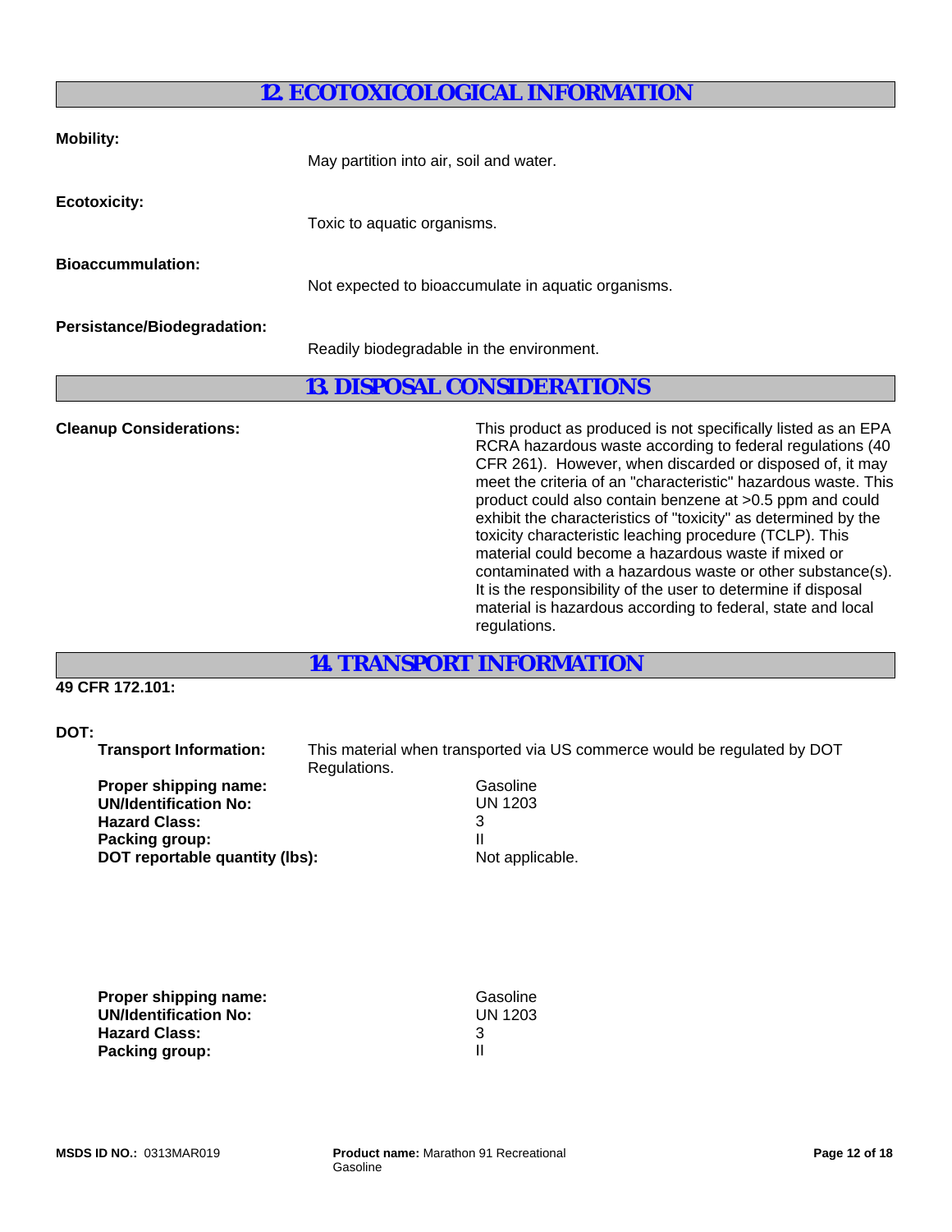## 12. ECOTOXICOLOGICAL INFORMATION

**Mobility:**

May partition into air, soil and water.

**Ecotoxicity:**

Toxic to aquatic organisms.

**Bioaccummulation:**

Not expected to bioaccumulate in aquatic organisms.

**Persistance/Biodegradation:**

Readily biodegradable in the environment.

## 13. DISPOSAL CONSIDERATIONS

**Cleanup Considerations:**

This product as produced is not specifically listed as an EPA RCRA hazardous waste according to federal regulations (40 CFR 261). However, when discarded or disposed of, it may meet the criteria of an "characteristic" hazardous waste. This product could also contain benzene at >0.5 ppm and could exhibit the characteristics of "toxicity" as determined by the toxicity characteristic leaching procedure (TCLP). This material could become a hazardous waste if mixed or contaminated with a hazardous waste or other substance(s). It is the responsibility of the user to determine if disposal material is hazardous according to federal, state and local regulations.

## 14. TRANSPORT INFORMATION

**49 CFR 172.101:**

**DOT:**

**Transport Information:** This material when transported via US commerce would be regulated by DOT Regulations.

**Proper shipping name:** Gasoline
**UN/Identification No:** UN 1203
**Hazard Class:** 3
**Packing group:** II
**DOT reportable quantity (lbs):** Not applicable.

**Proper shipping name:** Gasoline
**UN/Identification No:** UN 1203
**Hazard Class:** 3
**Packing group:** II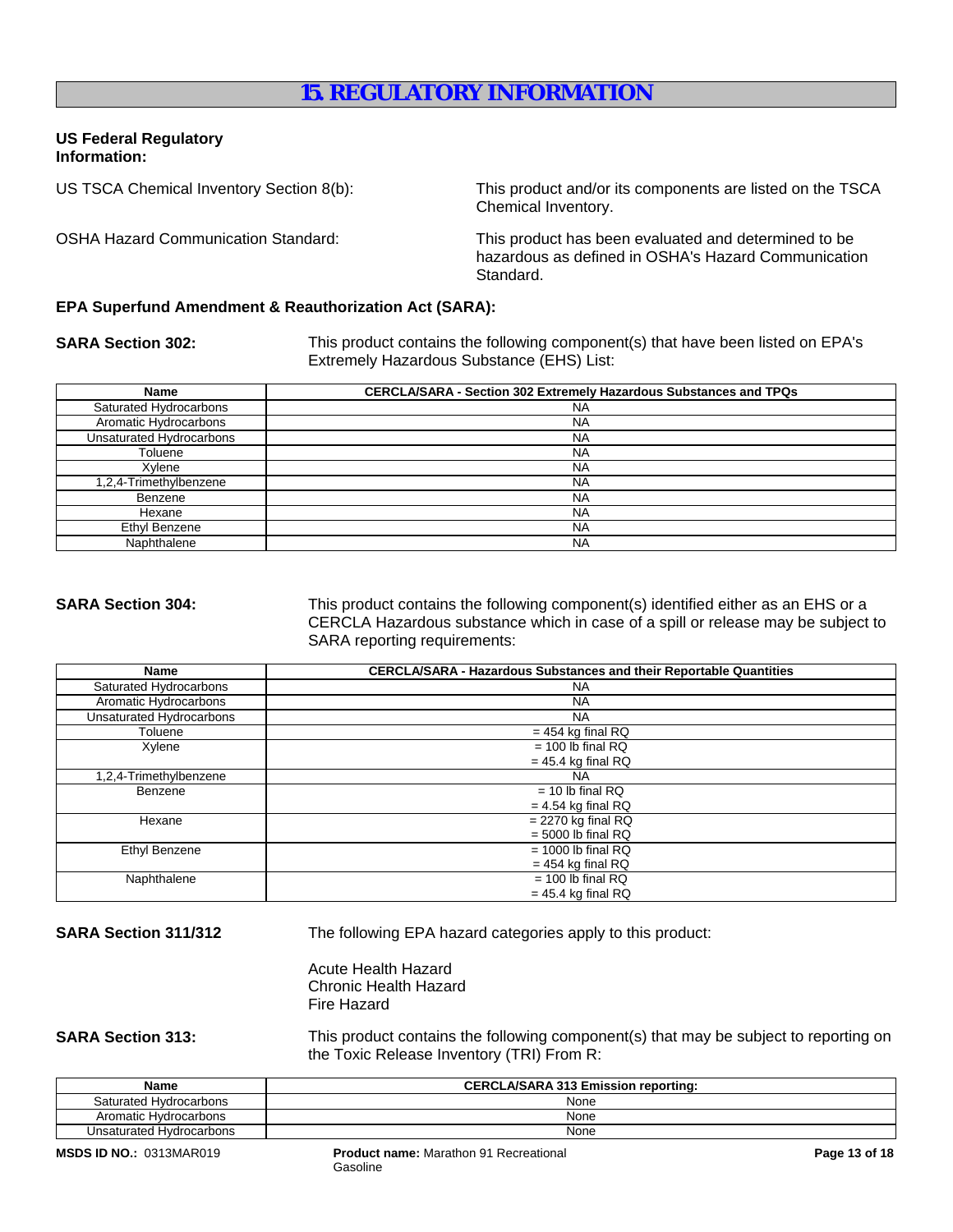# 15. REGULATORY INFORMATION

**US Federal Regulatory Information:**

US TSCA Chemical Inventory Section 8(b): This product and/or its components are listed on the TSCA Chemical Inventory.

OSHA Hazard Communication Standard: This product has been evaluated and determined to be hazardous as defined in OSHA's Hazard Communication Standard.

**EPA Superfund Amendment & Reauthorization Act (SARA):**

**SARA Section 302:** This product contains the following component(s) that have been listed on EPA's Extremely Hazardous Substance (EHS) List:

| Name | CERCLA/SARA - Section 302 Extremely Hazardous Substances and TPQs |
|---|---|
| Saturated Hydrocarbons | NA |
| Aromatic Hydrocarbons | NA |
| Unsaturated Hydrocarbons | NA |
| Toluene | NA |
| Xylene | NA |
| 1,2,4-Trimethylbenzene | NA |
| Benzene | NA |
| Hexane | NA |
| Ethyl Benzene | NA |
| Naphthalene | NA |

**SARA Section 304:** This product contains the following component(s) identified either as an EHS or a CERCLA Hazardous substance which in case of a spill or release may be subject to SARA reporting requirements:

| Name | CERCLA/SARA - Hazardous Substances and their Reportable Quantities |
|---|---|
| Saturated Hydrocarbons | NA |
| Aromatic Hydrocarbons | NA |
| Unsaturated Hydrocarbons | NA |
| Toluene | = 454 kg final RQ |
| Xylene | = 100 lb final RQ<br>= 45.4 kg final RQ |
| 1,2,4-Trimethylbenzene | NA |
| Benzene | = 10 lb final RQ<br>= 4.54 kg final RQ |
| Hexane | = 2270 kg final RQ<br>= 5000 lb final RQ |
| Ethyl Benzene | = 1000 lb final RQ<br>= 454 kg final RQ |
| Naphthalene | = 100 lb final RQ<br>= 45.4 kg final RQ |

**SARA Section 311/312** The following EPA hazard categories apply to this product:

Acute Health Hazard
Chronic Health Hazard
Fire Hazard

**SARA Section 313:** This product contains the following component(s) that may be subject to reporting on the Toxic Release Inventory (TRI) From R:

| Name | CERCLA/SARA 313 Emission reporting: |
|---|---|
| Saturated Hydrocarbons | None |
| Aromatic Hydrocarbons | None |
| Unsaturated Hydrocarbons | None |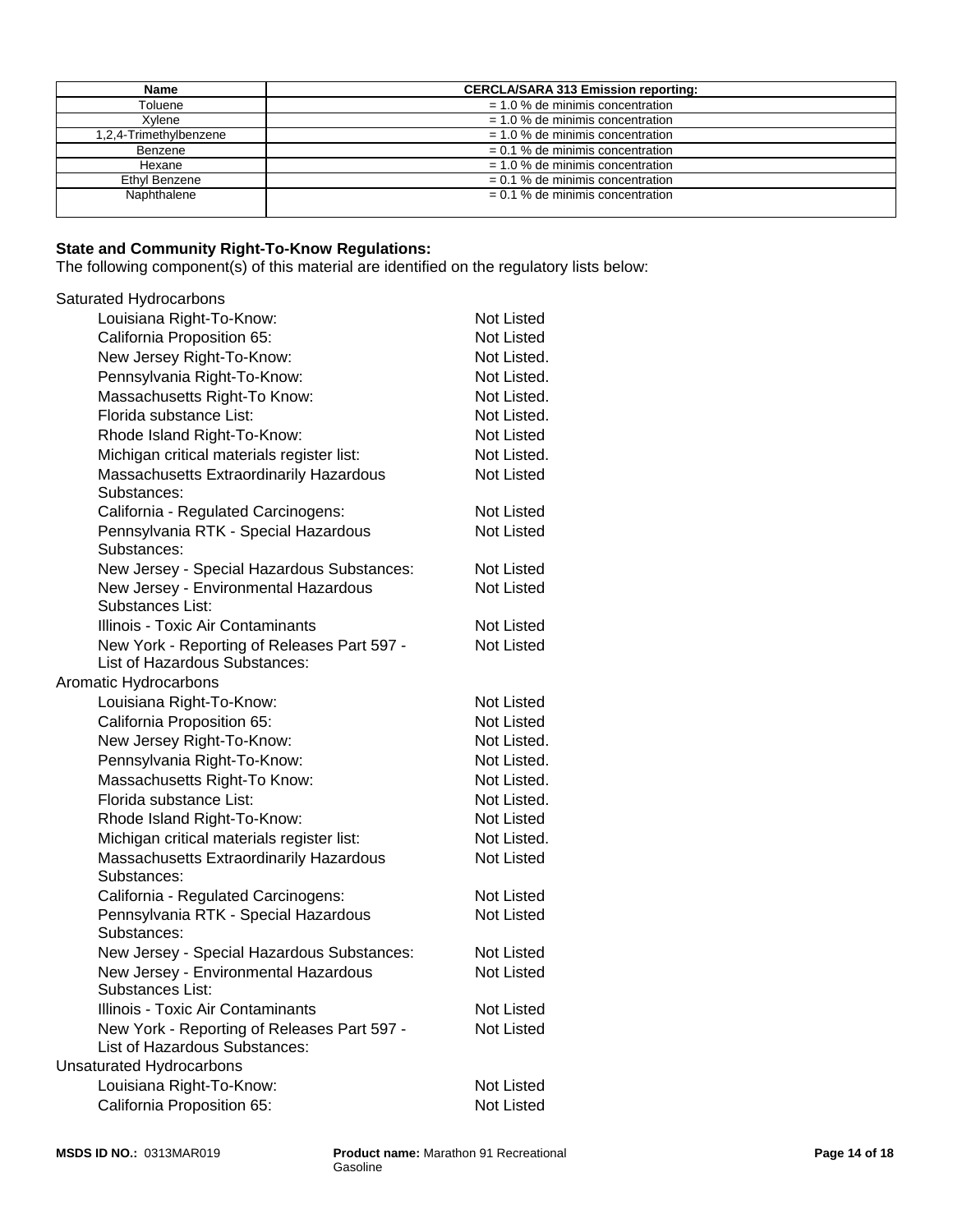| Name | CERCLA/SARA 313 Emission reporting: |
|---|---|
| Toluene | = 1.0 % de minimis concentration |
| Xylene | = 1.0 % de minimis concentration |
| 1,2,4-Trimethylbenzene | = 1.0 % de minimis concentration |
| Benzene | = 0.1 % de minimis concentration |
| Hexane | = 1.0 % de minimis concentration |
| Ethyl Benzene | = 0.1 % de minimis concentration |
| Naphthalene | = 0.1 % de minimis concentration |

**State and Community Right-To-Know Regulations:**
The following component(s) of this material are identified on the regulatory lists below:

Saturated Hydrocarbons

| | |
|---|---|
| Louisiana Right-To-Know: | Not Listed |
| California Proposition 65: | Not Listed |
| New Jersey Right-To-Know: | Not Listed. |
| Pennsylvania Right-To-Know: | Not Listed. |
| Massachusetts Right-To Know: | Not Listed. |
| Florida substance List: | Not Listed. |
| Rhode Island Right-To-Know: | Not Listed |
| Michigan critical materials register list: | Not Listed. |
| Massachusetts Extraordinarily Hazardous Substances: | Not Listed |
| California - Regulated Carcinogens: | Not Listed |
| Pennsylvania RTK - Special Hazardous Substances: | Not Listed |
| New Jersey - Special Hazardous Substances: | Not Listed |
| New Jersey - Environmental Hazardous Substances List: | Not Listed |
| Illinois - Toxic Air Contaminants | Not Listed |
| New York - Reporting of Releases Part 597 - List of Hazardous Substances: | Not Listed |

Aromatic Hydrocarbons

| | |
|---|---|
| Louisiana Right-To-Know: | Not Listed |
| California Proposition 65: | Not Listed |
| New Jersey Right-To-Know: | Not Listed. |
| Pennsylvania Right-To-Know: | Not Listed. |
| Massachusetts Right-To Know: | Not Listed. |
| Florida substance List: | Not Listed. |
| Rhode Island Right-To-Know: | Not Listed |
| Michigan critical materials register list: | Not Listed. |
| Massachusetts Extraordinarily Hazardous Substances: | Not Listed |
| California - Regulated Carcinogens: | Not Listed |
| Pennsylvania RTK - Special Hazardous Substances: | Not Listed |
| New Jersey - Special Hazardous Substances: | Not Listed |
| New Jersey - Environmental Hazardous Substances List: | Not Listed |
| Illinois - Toxic Air Contaminants | Not Listed |
| New York - Reporting of Releases Part 597 - List of Hazardous Substances: | Not Listed |

Unsaturated Hydrocarbons

| | |
|---|---|
| Louisiana Right-To-Know: | Not Listed |
| California Proposition 65: | Not Listed |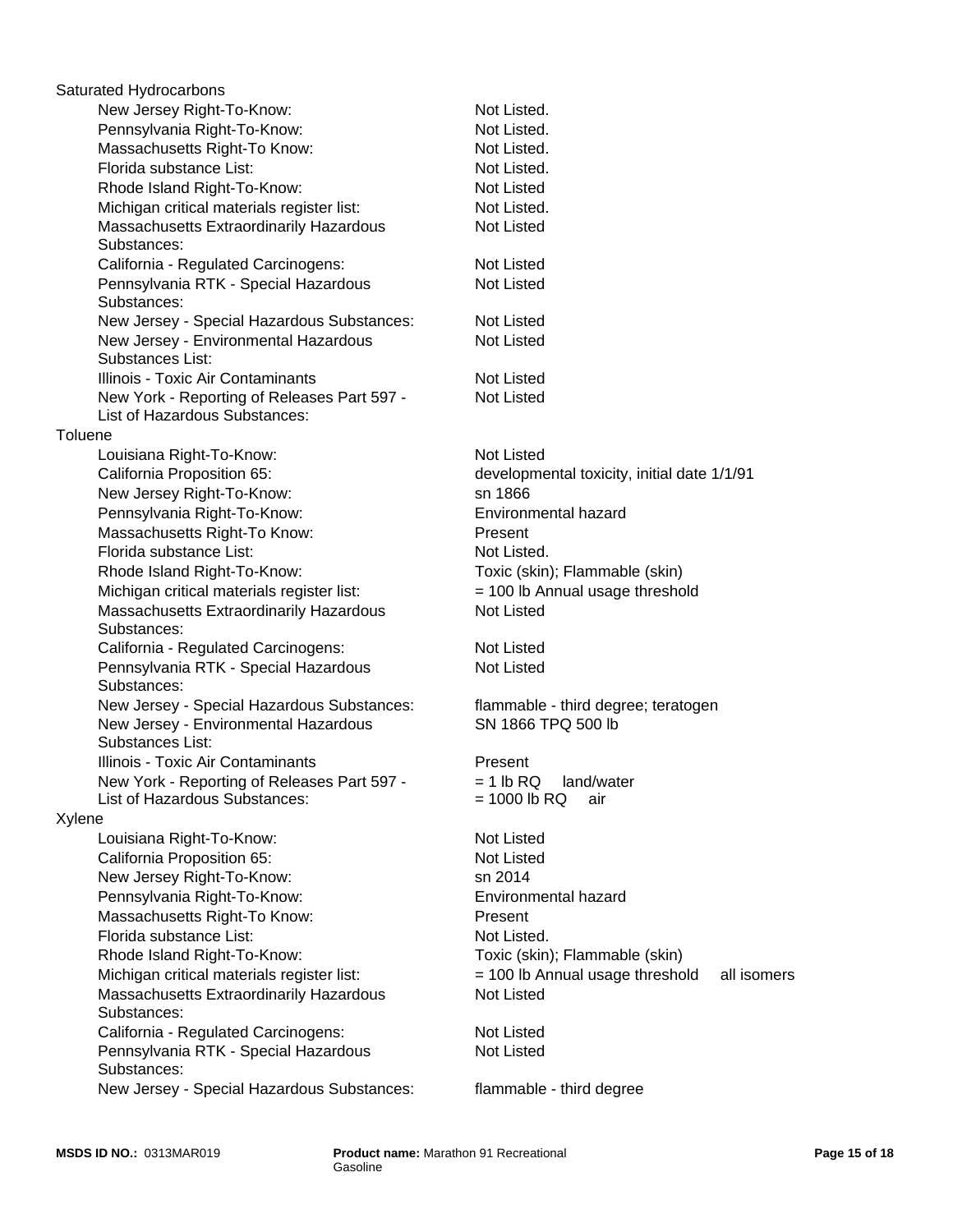Saturated Hydrocarbons

| | |
|---|---|
| New Jersey Right-To-Know: | Not Listed. |
| Pennsylvania Right-To-Know: | Not Listed. |
| Massachusetts Right-To Know: | Not Listed. |
| Florida substance List: | Not Listed. |
| Rhode Island Right-To-Know: | Not Listed |
| Michigan critical materials register list: | Not Listed. |
| Massachusetts Extraordinarily Hazardous Substances: | Not Listed |
| California - Regulated Carcinogens: | Not Listed |
| Pennsylvania RTK - Special Hazardous Substances: | Not Listed |
| New Jersey - Special Hazardous Substances: | Not Listed |
| New Jersey - Environmental Hazardous Substances List: | Not Listed |
| Illinois - Toxic Air Contaminants | Not Listed |
| New York - Reporting of Releases Part 597 - List of Hazardous Substances: | Not Listed |

Toluene

| | |
|---|---|
| Louisiana Right-To-Know: | Not Listed |
| California Proposition 65: | developmental toxicity, initial date 1/1/91 |
| New Jersey Right-To-Know: | sn 1866 |
| Pennsylvania Right-To-Know: | Environmental hazard |
| Massachusetts Right-To Know: | Present |
| Florida substance List: | Not Listed. |
| Rhode Island Right-To-Know: | Toxic (skin); Flammable (skin) |
| Michigan critical materials register list: | = 100 lb Annual usage threshold |
| Massachusetts Extraordinarily Hazardous Substances: | Not Listed |
| California - Regulated Carcinogens: | Not Listed |
| Pennsylvania RTK - Special Hazardous Substances: | Not Listed |
| New Jersey - Special Hazardous Substances: | flammable - third degree; teratogen |
| New Jersey - Environmental Hazardous Substances List: | SN 1866 TPQ 500 lb |
| Illinois - Toxic Air Contaminants | Present |
| New York - Reporting of Releases Part 597 - List of Hazardous Substances: | = 1 lb RQ land/water<br>= 1000 lb RQ air |

Xylene

| | |
|---|---|
| Louisiana Right-To-Know: | Not Listed |
| California Proposition 65: | Not Listed |
| New Jersey Right-To-Know: | sn 2014 |
| Pennsylvania Right-To-Know: | Environmental hazard |
| Massachusetts Right-To Know: | Present |
| Florida substance List: | Not Listed. |
| Rhode Island Right-To-Know: | Toxic (skin); Flammable (skin) |
| Michigan critical materials register list: | = 100 lb Annual usage threshold all isomers |
| Massachusetts Extraordinarily Hazardous Substances: | Not Listed |
| California - Regulated Carcinogens: | Not Listed |
| Pennsylvania RTK - Special Hazardous Substances: | Not Listed |
| New Jersey - Special Hazardous Substances: | flammable - third degree |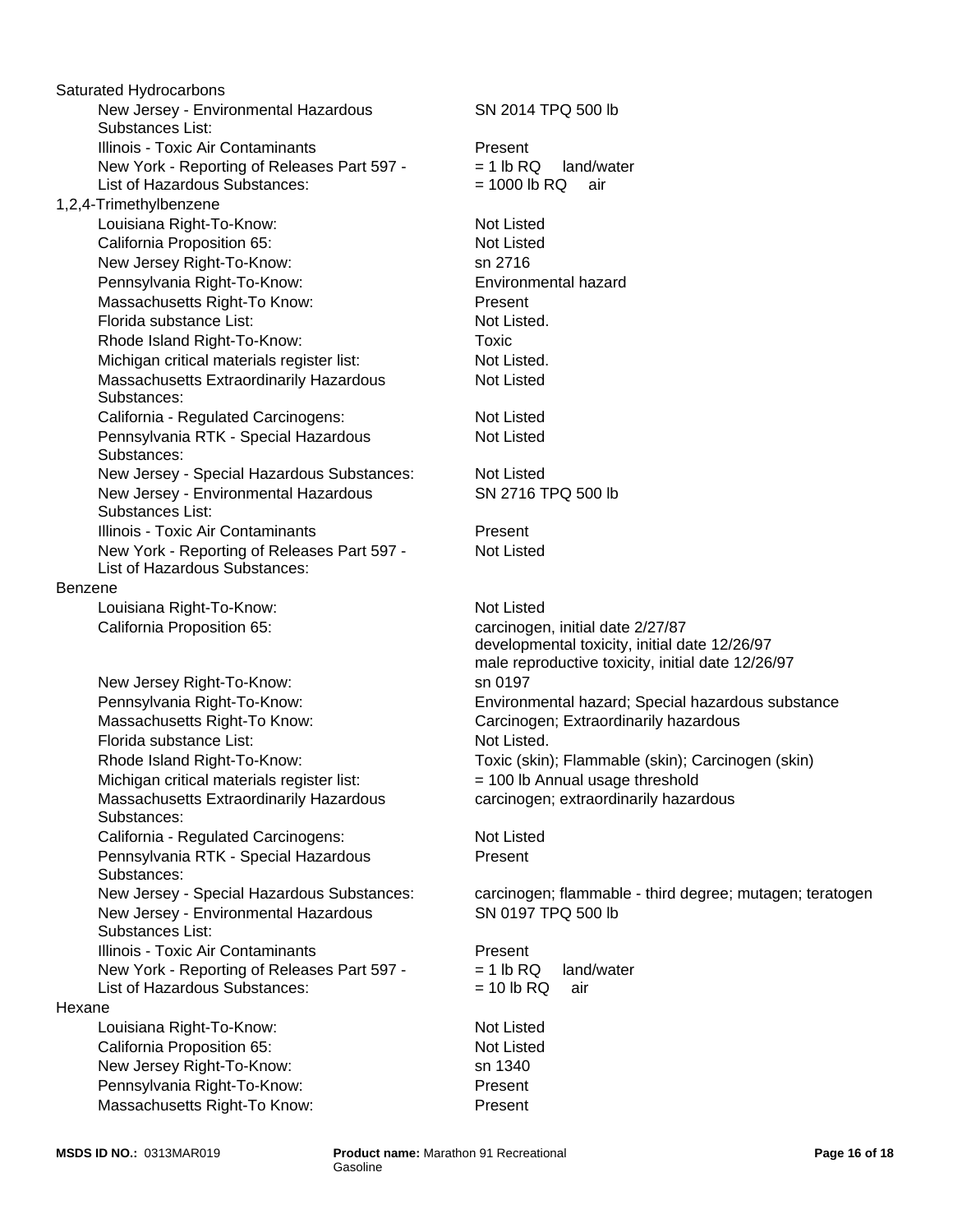Saturated Hydrocarbons

| | |
|---|---|
| New Jersey - Environmental Hazardous Substances List: | SN 2014 TPQ 500 lb |
| Illinois - Toxic Air Contaminants | Present |
| New York - Reporting of Releases Part 597 - List of Hazardous Substances: | = 1 lb RQ land/water<br>= 1000 lb RQ air |

1,2,4-Trimethylbenzene

| | |
|---|---|
| Louisiana Right-To-Know: | Not Listed |
| California Proposition 65: | Not Listed |
| New Jersey Right-To-Know: | sn 2716 |
| Pennsylvania Right-To-Know: | Environmental hazard |
| Massachusetts Right-To Know: | Present |
| Florida substance List: | Not Listed. |
| Rhode Island Right-To-Know: | Toxic |
| Michigan critical materials register list: | Not Listed. |
| Massachusetts Extraordinarily Hazardous Substances: | Not Listed |
| California - Regulated Carcinogens: | Not Listed |
| Pennsylvania RTK - Special Hazardous Substances: | Not Listed |
| New Jersey - Special Hazardous Substances: | Not Listed |
| New Jersey - Environmental Hazardous Substances List: | SN 2716 TPQ 500 lb |
| Illinois - Toxic Air Contaminants | Present |
| New York - Reporting of Releases Part 597 - List of Hazardous Substances: | Not Listed |

Benzene

| | |
|---|---|
| Louisiana Right-To-Know: | Not Listed |
| California Proposition 65: | carcinogen, initial date 2/27/87<br>developmental toxicity, initial date 12/26/97<br>male reproductive toxicity, initial date 12/26/97 |
| New Jersey Right-To-Know: | sn 0197 |
| Pennsylvania Right-To-Know: | Environmental hazard; Special hazardous substance |
| Massachusetts Right-To Know: | Carcinogen; Extraordinarily hazardous |
| Florida substance List: | Not Listed. |
| Rhode Island Right-To-Know: | Toxic (skin); Flammable (skin); Carcinogen (skin) |
| Michigan critical materials register list: | = 100 lb Annual usage threshold |
| Massachusetts Extraordinarily Hazardous Substances: | carcinogen; extraordinarily hazardous |
| California - Regulated Carcinogens: | Not Listed |
| Pennsylvania RTK - Special Hazardous Substances: | Present |
| New Jersey - Special Hazardous Substances: | carcinogen; flammable - third degree; mutagen; teratogen |
| New Jersey - Environmental Hazardous Substances List: | SN 0197 TPQ 500 lb |
| Illinois - Toxic Air Contaminants | Present |
| New York - Reporting of Releases Part 597 - List of Hazardous Substances: | = 1 lb RQ land/water<br>= 10 lb RQ air |

Hexane

| | |
|---|---|
| Louisiana Right-To-Know: | Not Listed |
| California Proposition 65: | Not Listed |
| New Jersey Right-To-Know: | sn 1340 |
| Pennsylvania Right-To-Know: | Present |
| Massachusetts Right-To Know: | Present |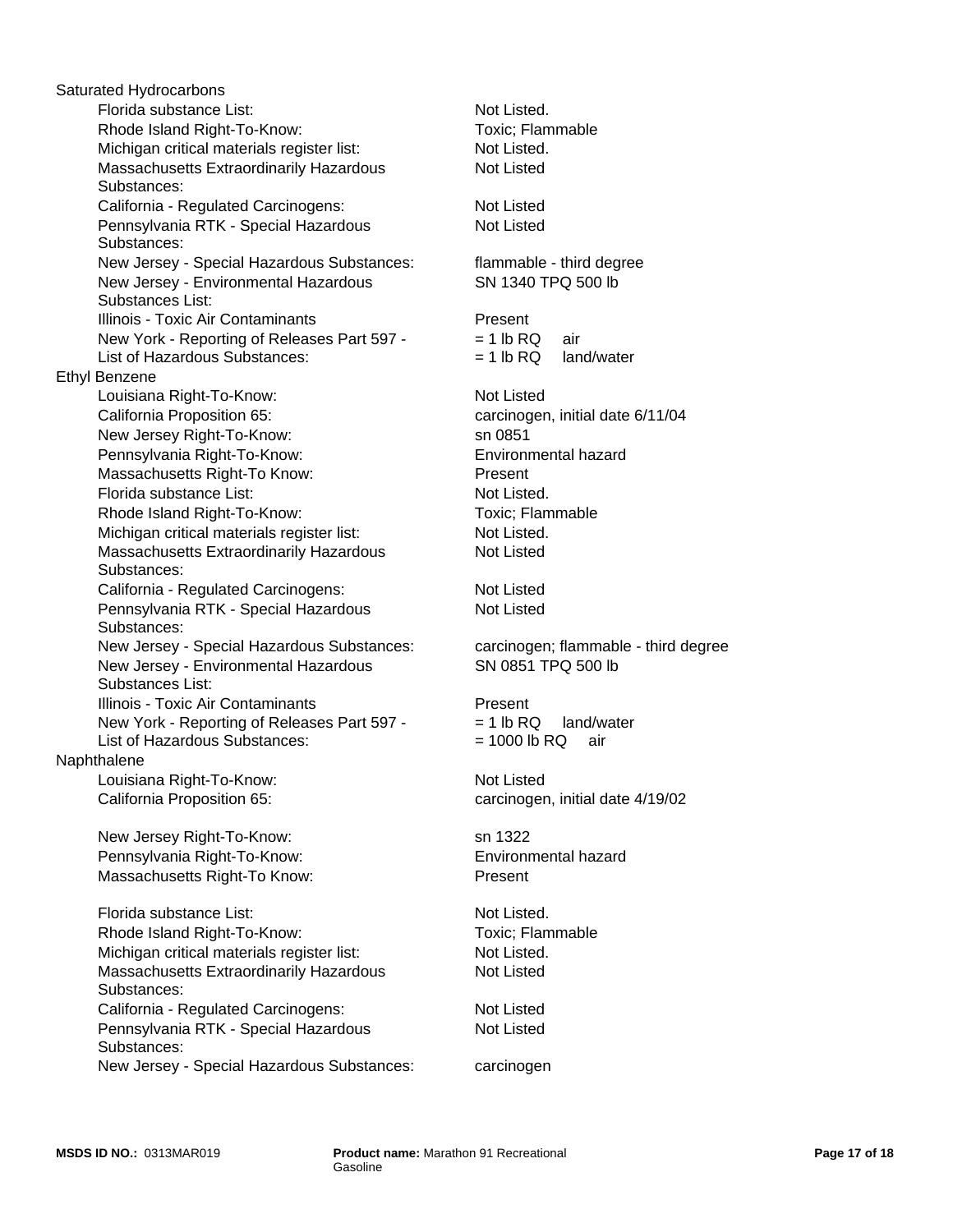Saturated Hydrocarbons

| | |
|---|---|
| Florida substance List: | Not Listed. |
| Rhode Island Right-To-Know: | Toxic; Flammable |
| Michigan critical materials register list: | Not Listed. |
| Massachusetts Extraordinarily Hazardous Substances: | Not Listed |
| California - Regulated Carcinogens: | Not Listed |
| Pennsylvania RTK - Special Hazardous Substances: | Not Listed |
| New Jersey - Special Hazardous Substances: | flammable - third degree |
| New Jersey - Environmental Hazardous Substances List: | SN 1340 TPQ 500 lb |
| Illinois - Toxic Air Contaminants | Present |
| New York - Reporting of Releases Part 597 - List of Hazardous Substances: | = 1 lb RQ air<br>= 1 lb RQ land/water |

Ethyl Benzene

| | |
|---|---|
| Louisiana Right-To-Know: | Not Listed |
| California Proposition 65: | carcinogen, initial date 6/11/04 |
| New Jersey Right-To-Know: | sn 0851 |
| Pennsylvania Right-To-Know: | Environmental hazard |
| Massachusetts Right-To Know: | Present |
| Florida substance List: | Not Listed. |
| Rhode Island Right-To-Know: | Toxic; Flammable |
| Michigan critical materials register list: | Not Listed. |
| Massachusetts Extraordinarily Hazardous Substances: | Not Listed |
| California - Regulated Carcinogens: | Not Listed |
| Pennsylvania RTK - Special Hazardous Substances: | Not Listed |
| New Jersey - Special Hazardous Substances: | carcinogen; flammable - third degree |
| New Jersey - Environmental Hazardous Substances List: | SN 0851 TPQ 500 lb |
| Illinois - Toxic Air Contaminants | Present |
| New York - Reporting of Releases Part 597 - List of Hazardous Substances: | = 1 lb RQ land/water<br>= 1000 lb RQ air |

Naphthalene

| | |
|---|---|
| Louisiana Right-To-Know: | Not Listed |
| California Proposition 65: | carcinogen, initial date 4/19/02 |
| New Jersey Right-To-Know: | sn 1322 |
| Pennsylvania Right-To-Know: | Environmental hazard |
| Massachusetts Right-To Know: | Present |
| Florida substance List: | Not Listed. |
| Rhode Island Right-To-Know: | Toxic; Flammable |
| Michigan critical materials register list: | Not Listed. |
| Massachusetts Extraordinarily Hazardous Substances: | Not Listed |
| California - Regulated Carcinogens: | Not Listed |
| Pennsylvania RTK - Special Hazardous Substances: | Not Listed |
| New Jersey - Special Hazardous Substances: | carcinogen |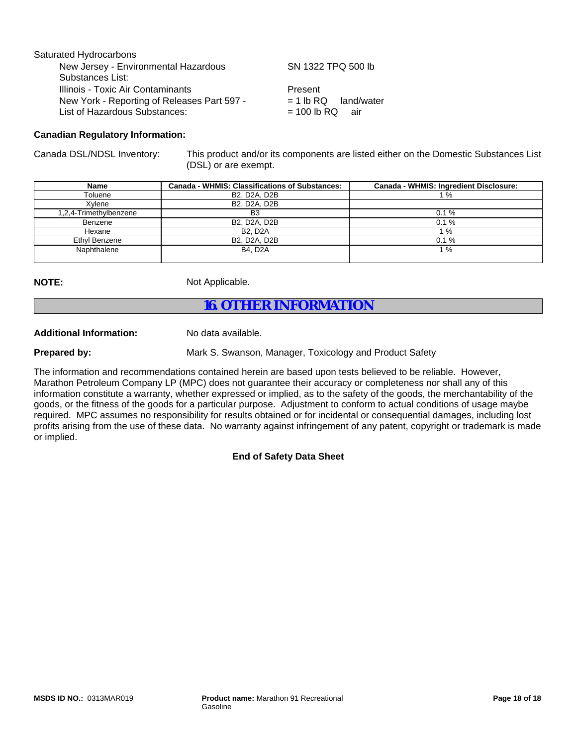Saturated Hydrocarbons

| | |
|---|---|
| New Jersey - Environmental Hazardous Substances List: | SN 1322 TPQ 500 lb |
| Illinois - Toxic Air Contaminants | Present |
| New York - Reporting of Releases Part 597 - List of Hazardous Substances: | = 1 lb RQ land/water<br>= 100 lb RQ air |

**Canadian Regulatory Information:**

Canada DSL/NDSL Inventory: This product and/or its components are listed either on the Domestic Substances List (DSL) or are exempt.

| Name | Canada - WHMIS: Classifications of Substances: | Canada - WHMIS: Ingredient Disclosure: |
|---|---|---|
| Toluene | B2, D2A, D2B | 1 % |
| Xylene | B2, D2A, D2B | |
| 1,2,4-Trimethylbenzene | B3 | 0.1 % |
| Benzene | B2, D2A, D2B | 0.1 % |
| Hexane | B2, D2A | 1 % |
| Ethyl Benzene | B2, D2A, D2B | 0.1 % |
| Naphthalene | B4, D2A | 1 % |

**NOTE:** Not Applicable.

## 16. OTHER INFORMATION

**Additional Information:** No data available.

**Prepared by:** Mark S. Swanson, Manager, Toxicology and Product Safety

The information and recommendations contained herein are based upon tests believed to be reliable. However, Marathon Petroleum Company LP (MPC) does not guarantee their accuracy or completeness nor shall any of this information constitute a warranty, whether expressed or implied, as to the safety of the goods, the merchantability of the goods, or the fitness of the goods for a particular purpose. Adjustment to conform to actual conditions of usage maybe required. MPC assumes no responsibility for results obtained or for incidental or consequential damages, including lost profits arising from the use of these data. No warranty against infringement of any patent, copyright or trademark is made or implied.

**End of Safety Data Sheet**